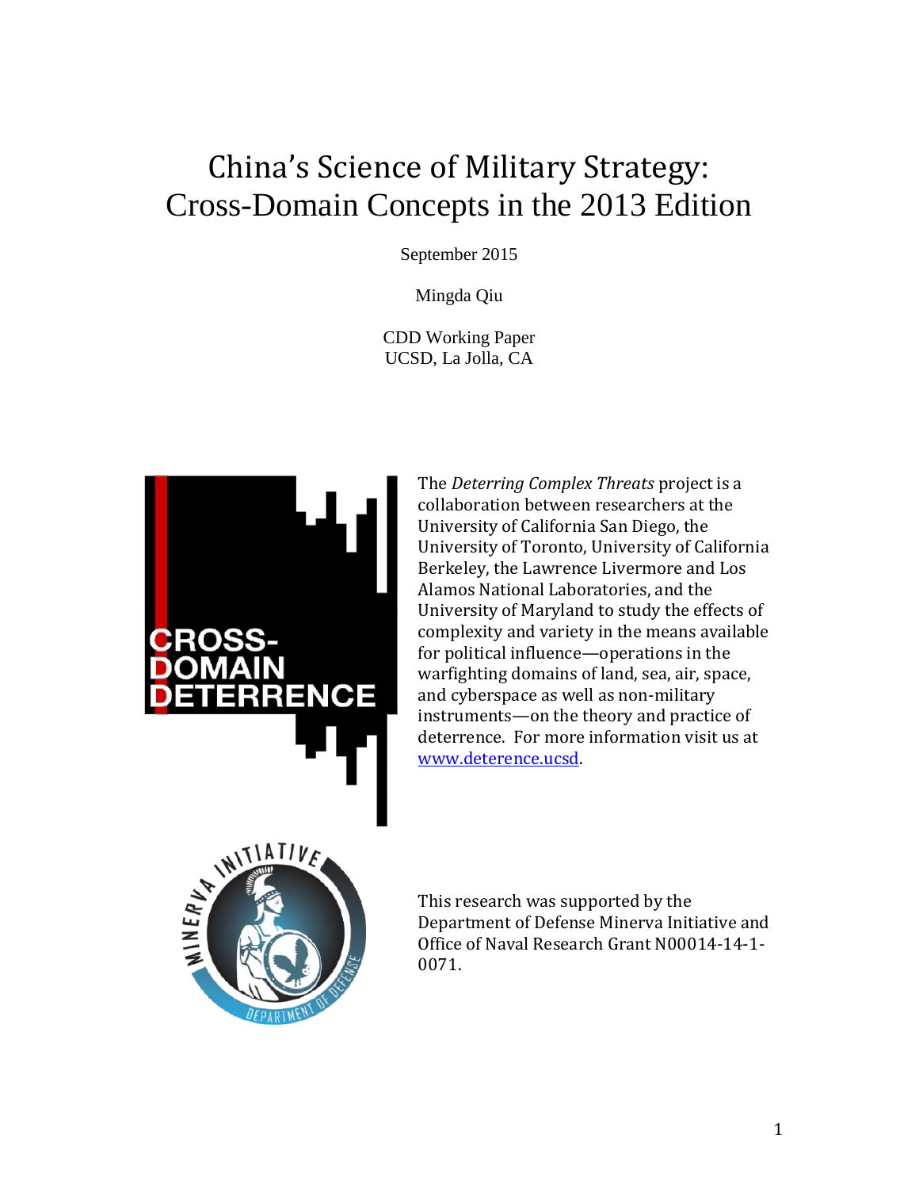# China's Science of Military Strategy: Cross-Domain Concepts in the 2013 Edition

September 2015

Mingda Qiu

CDD Working Paper
UCSD, La Jolla, CA

CROSS-DOMAIN DETERRENCE

The *Deterring Complex Threats* project is a collaboration between researchers at the University of California San Diego, the University of Toronto, University of California Berkeley, the Lawrence Livermore and Los Alamos National Laboratories, and the University of Maryland to study the effects of complexity and variety in the means available for political influence—operations in the warfighting domains of land, sea, air, space, and cyberspace as well as non-military instruments—on the theory and practice of deterrence. For more information visit us at www.deterence.ucsd.

MINERVA INITIATIVE DEPARTMENT OF DEFENSE

This research was supported by the Department of Defense Minerva Initiative and Office of Naval Research Grant N00014-14-1-0071.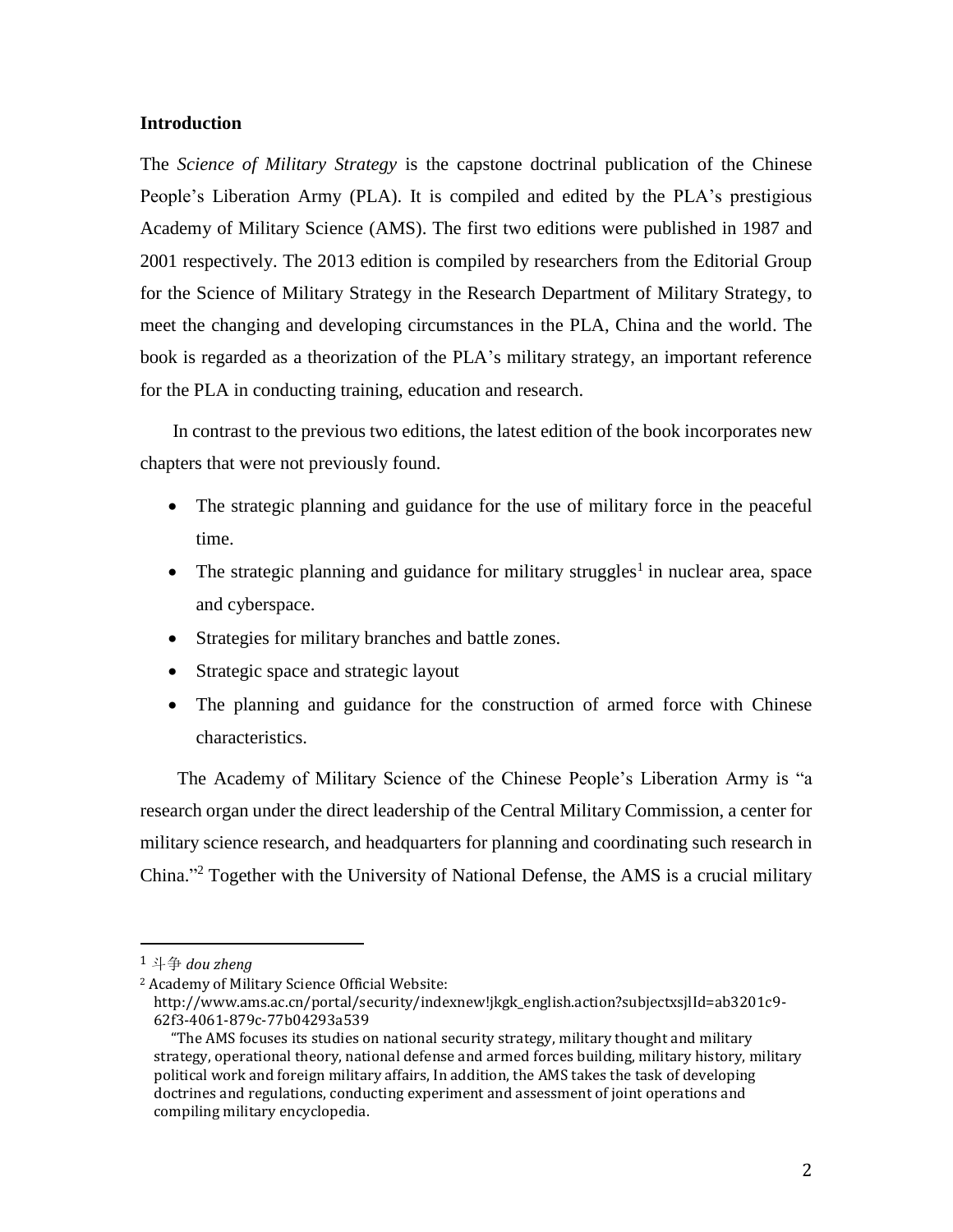## Introduction

The *Science of Military Strategy* is the capstone doctrinal publication of the Chinese People's Liberation Army (PLA). It is compiled and edited by the PLA's prestigious Academy of Military Science (AMS). The first two editions were published in 1987 and 2001 respectively. The 2013 edition is compiled by researchers from the Editorial Group for the Science of Military Strategy in the Research Department of Military Strategy, to meet the changing and developing circumstances in the PLA, China and the world. The book is regarded as a theorization of the PLA's military strategy, an important reference for the PLA in conducting training, education and research.

In contrast to the previous two editions, the latest edition of the book incorporates new chapters that were not previously found.

- The strategic planning and guidance for the use of military force in the peaceful time.
- The strategic planning and guidance for military struggles[1] in nuclear area, space and cyberspace.
- Strategies for military branches and battle zones.
- Strategic space and strategic layout
- The planning and guidance for the construction of armed force with Chinese characteristics.

The Academy of Military Science of the Chinese People's Liberation Army is "a research organ under the direct leadership of the Central Military Commission, a center for military science research, and headquarters for planning and coordinating such research in China."[2] Together with the University of National Defense, the AMS is a crucial military

---

[1] 斗争 *dou zheng*

[2] Academy of Military Science Official Website: http://www.ams.ac.cn/portal/security/indexnew!jkgk_english.action?subjectxsjlId=ab3201c9-62f3-4061-879c-77b04293a539

"The AMS focuses its studies on national security strategy, military thought and military strategy, operational theory, national defense and armed forces building, military history, military political work and foreign military affairs, In addition, the AMS takes the task of developing doctrines and regulations, conducting experiment and assessment of joint operations and compiling military encyclopedia.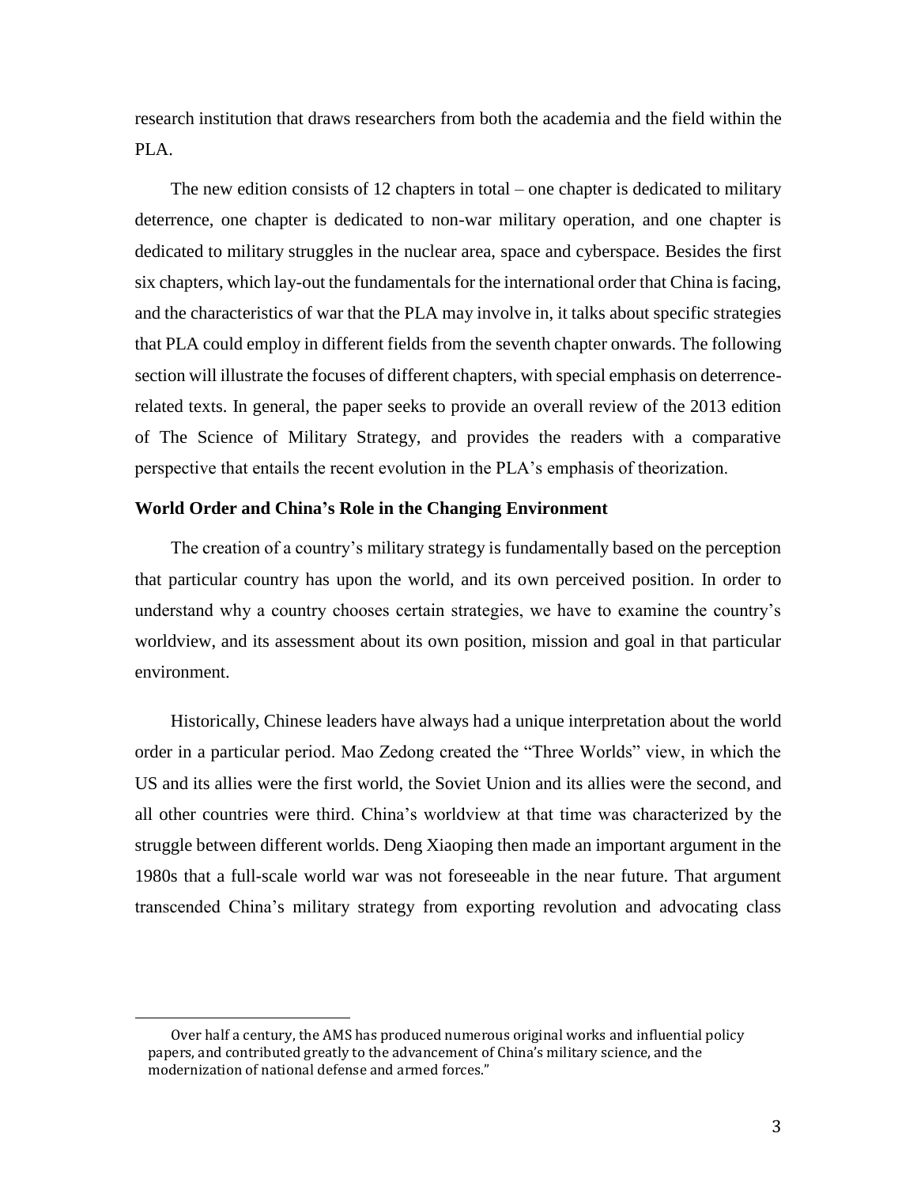research institution that draws researchers from both the academia and the field within the PLA.

The new edition consists of 12 chapters in total – one chapter is dedicated to military deterrence, one chapter is dedicated to non-war military operation, and one chapter is dedicated to military struggles in the nuclear area, space and cyberspace. Besides the first six chapters, which lay-out the fundamentals for the international order that China is facing, and the characteristics of war that the PLA may involve in, it talks about specific strategies that PLA could employ in different fields from the seventh chapter onwards. The following section will illustrate the focuses of different chapters, with special emphasis on deterrence-related texts. In general, the paper seeks to provide an overall review of the 2013 edition of The Science of Military Strategy, and provides the readers with a comparative perspective that entails the recent evolution in the PLA's emphasis of theorization.

**World Order and China's Role in the Changing Environment**

The creation of a country's military strategy is fundamentally based on the perception that particular country has upon the world, and its own perceived position. In order to understand why a country chooses certain strategies, we have to examine the country's worldview, and its assessment about its own position, mission and goal in that particular environment.

Historically, Chinese leaders have always had a unique interpretation about the world order in a particular period. Mao Zedong created the "Three Worlds" view, in which the US and its allies were the first world, the Soviet Union and its allies were the second, and all other countries were third. China's worldview at that time was characterized by the struggle between different worlds. Deng Xiaoping then made an important argument in the 1980s that a full-scale world war was not foreseeable in the near future. That argument transcended China's military strategy from exporting revolution and advocating class

Over half a century, the AMS has produced numerous original works and influential policy papers, and contributed greatly to the advancement of China's military science, and the modernization of national defense and armed forces."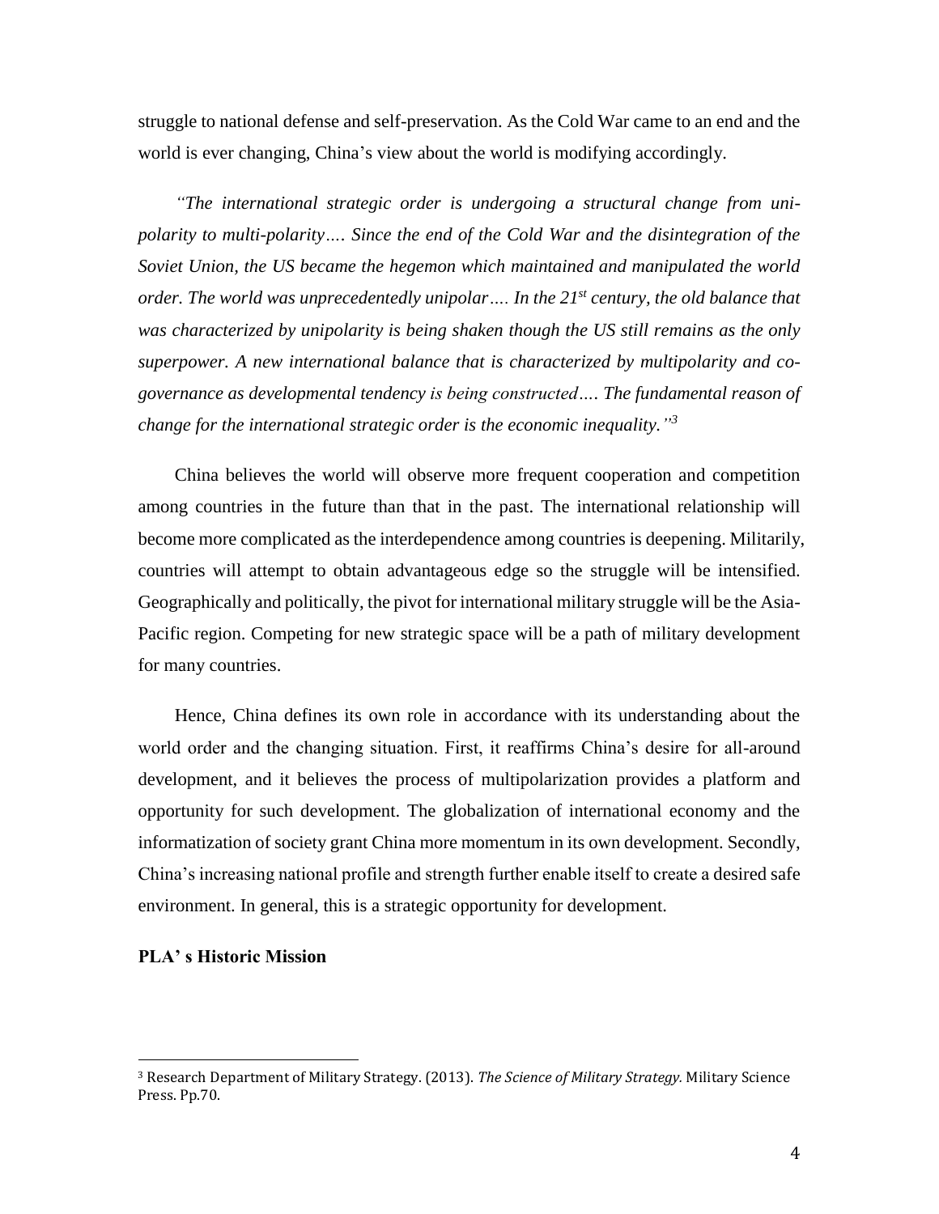struggle to national defense and self-preservation. As the Cold War came to an end and the world is ever changing, China's view about the world is modifying accordingly.

*"The international strategic order is undergoing a structural change from uni-polarity to multi-polarity…. Since the end of the Cold War and the disintegration of the Soviet Union, the US became the hegemon which maintained and manipulated the world order. The world was unprecedentedly unipolar…. In the 21st century, the old balance that was characterized by unipolarity is being shaken though the US still remains as the only superpower. A new international balance that is characterized by multipolarity and co-governance as developmental tendency is being constructed…. The fundamental reason of change for the international strategic order is the economic inequality."*[3]

China believes the world will observe more frequent cooperation and competition among countries in the future than that in the past. The international relationship will become more complicated as the interdependence among countries is deepening. Militarily, countries will attempt to obtain advantageous edge so the struggle will be intensified. Geographically and politically, the pivot for international military struggle will be the Asia-Pacific region. Competing for new strategic space will be a path of military development for many countries.

Hence, China defines its own role in accordance with its understanding about the world order and the changing situation. First, it reaffirms China's desire for all-around development, and it believes the process of multipolarization provides a platform and opportunity for such development. The globalization of international economy and the informatization of society grant China more momentum in its own development. Secondly, China's increasing national profile and strength further enable itself to create a desired safe environment. In general, this is a strategic opportunity for development.

**PLA' s Historic Mission**

[3] Research Department of Military Strategy. (2013). *The Science of Military Strategy.* Military Science Press. Pp.70.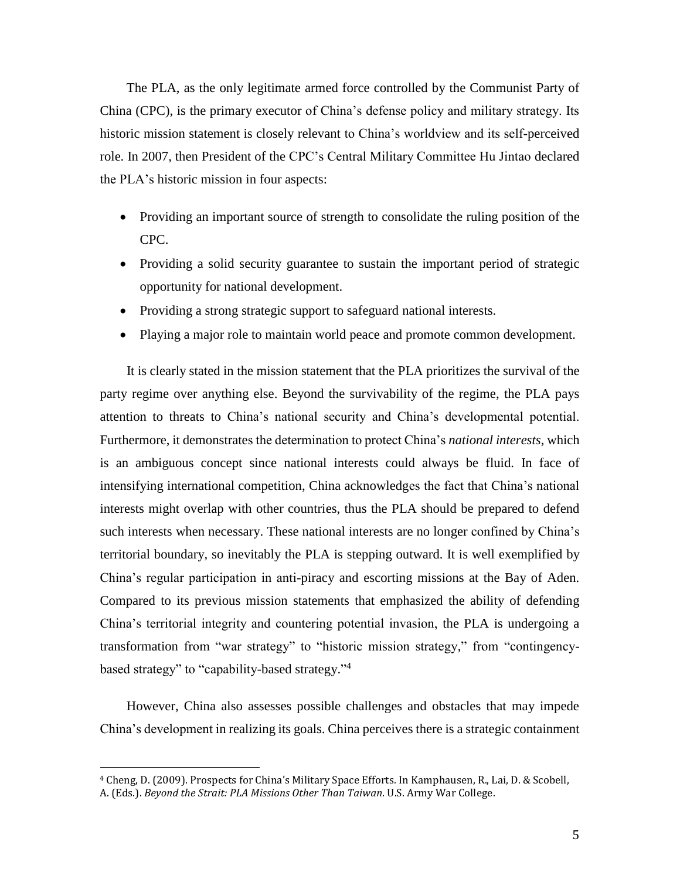The PLA, as the only legitimate armed force controlled by the Communist Party of China (CPC), is the primary executor of China's defense policy and military strategy. Its historic mission statement is closely relevant to China's worldview and its self-perceived role. In 2007, then President of the CPC's Central Military Committee Hu Jintao declared the PLA's historic mission in four aspects:

- Providing an important source of strength to consolidate the ruling position of the CPC.
- Providing a solid security guarantee to sustain the important period of strategic opportunity for national development.
- Providing a strong strategic support to safeguard national interests.
- Playing a major role to maintain world peace and promote common development.

It is clearly stated in the mission statement that the PLA prioritizes the survival of the party regime over anything else. Beyond the survivability of the regime, the PLA pays attention to threats to China's national security and China's developmental potential. Furthermore, it demonstrates the determination to protect China's *national interests*, which is an ambiguous concept since national interests could always be fluid. In face of intensifying international competition, China acknowledges the fact that China's national interests might overlap with other countries, thus the PLA should be prepared to defend such interests when necessary. These national interests are no longer confined by China's territorial boundary, so inevitably the PLA is stepping outward. It is well exemplified by China's regular participation in anti-piracy and escorting missions at the Bay of Aden. Compared to its previous mission statements that emphasized the ability of defending China's territorial integrity and countering potential invasion, the PLA is undergoing a transformation from "war strategy" to "historic mission strategy," from "contingency-based strategy" to "capability-based strategy."[4]

However, China also assesses possible challenges and obstacles that may impede China's development in realizing its goals. China perceives there is a strategic containment

[4] Cheng, D. (2009). Prospects for China's Military Space Efforts. In Kamphausen, R., Lai, D. & Scobell, A. (Eds.). *Beyond the Strait: PLA Missions Other Than Taiwan*. U.S. Army War College.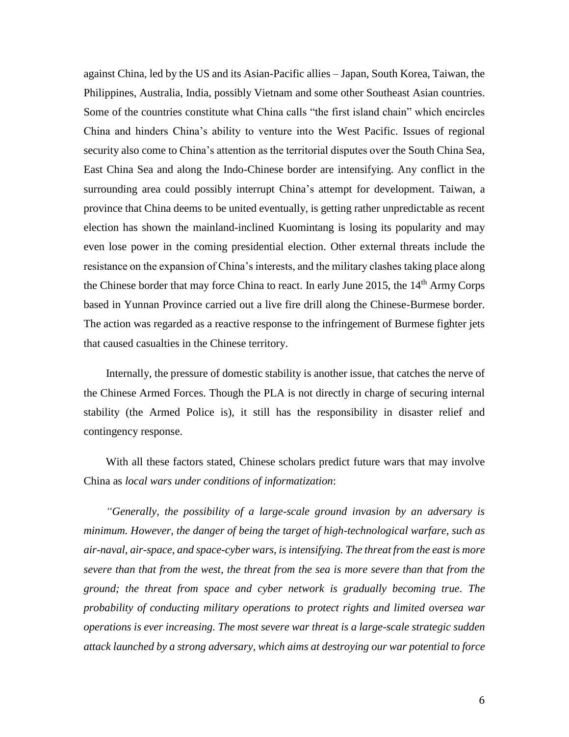against China, led by the US and its Asian-Pacific allies – Japan, South Korea, Taiwan, the Philippines, Australia, India, possibly Vietnam and some other Southeast Asian countries. Some of the countries constitute what China calls "the first island chain" which encircles China and hinders China's ability to venture into the West Pacific. Issues of regional security also come to China's attention as the territorial disputes over the South China Sea, East China Sea and along the Indo-Chinese border are intensifying. Any conflict in the surrounding area could possibly interrupt China's attempt for development. Taiwan, a province that China deems to be united eventually, is getting rather unpredictable as recent election has shown the mainland-inclined Kuomintang is losing its popularity and may even lose power in the coming presidential election. Other external threats include the resistance on the expansion of China's interests, and the military clashes taking place along the Chinese border that may force China to react. In early June 2015, the 14th Army Corps based in Yunnan Province carried out a live fire drill along the Chinese-Burmese border. The action was regarded as a reactive response to the infringement of Burmese fighter jets that caused casualties in the Chinese territory.

Internally, the pressure of domestic stability is another issue, that catches the nerve of the Chinese Armed Forces. Though the PLA is not directly in charge of securing internal stability (the Armed Police is), it still has the responsibility in disaster relief and contingency response.

With all these factors stated, Chinese scholars predict future wars that may involve China as *local wars under conditions of informatization*:

*"Generally, the possibility of a large-scale ground invasion by an adversary is minimum. However, the danger of being the target of high-technological warfare, such as air-naval, air-space, and space-cyber wars, is intensifying. The threat from the east is more severe than that from the west, the threat from the sea is more severe than that from the ground; the threat from space and cyber network is gradually becoming true. The probability of conducting military operations to protect rights and limited oversea war operations is ever increasing. The most severe war threat is a large-scale strategic sudden attack launched by a strong adversary, which aims at destroying our war potential to force*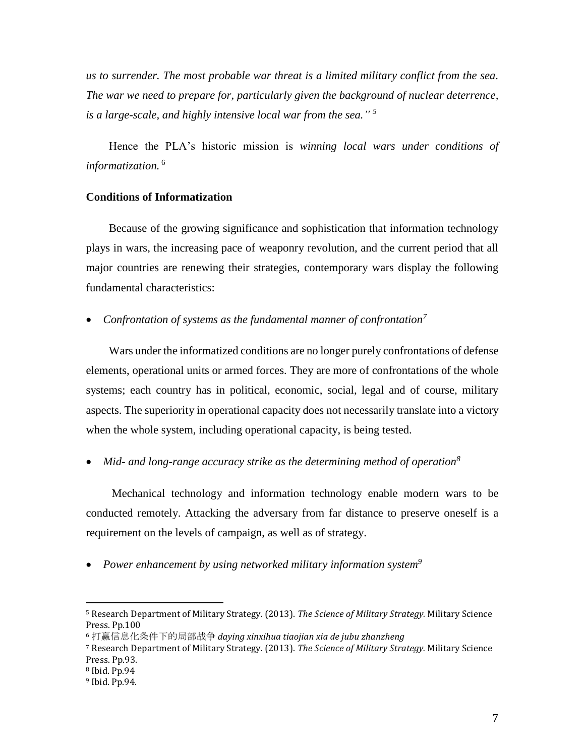*us to surrender. The most probable war threat is a limited military conflict from the sea. The war we need to prepare for, particularly given the background of nuclear deterrence, is a large-scale, and highly intensive local war from the sea."* [5]

Hence the PLA's historic mission is *winning local wars under conditions of informatization.* [6]

**Conditions of Informatization**

Because of the growing significance and sophistication that information technology plays in wars, the increasing pace of weaponry revolution, and the current period that all major countries are renewing their strategies, contemporary wars display the following fundamental characteristics:

- *Confrontation of systems as the fundamental manner of confrontation*[7]

Wars under the informatized conditions are no longer purely confrontations of defense elements, operational units or armed forces. They are more of confrontations of the whole systems; each country has in political, economic, social, legal and of course, military aspects. The superiority in operational capacity does not necessarily translate into a victory when the whole system, including operational capacity, is being tested.

- *Mid- and long-range accuracy strike as the determining method of operation*[8]

Mechanical technology and information technology enable modern wars to be conducted remotely. Attacking the adversary from far distance to preserve oneself is a requirement on the levels of campaign, as well as of strategy.

- *Power enhancement by using networked military information system*[9]

---

[5] Research Department of Military Strategy. (2013). *The Science of Military Strategy.* Military Science Press. Pp.100

[6] 打赢信息化条件下的局部战争 *daying xinxihua tiaojian xia de jubu zhanzheng*

[7] Research Department of Military Strategy. (2013). *The Science of Military Strategy.* Military Science Press. Pp.93.

[8] Ibid. Pp.94

[9] Ibid. Pp.94.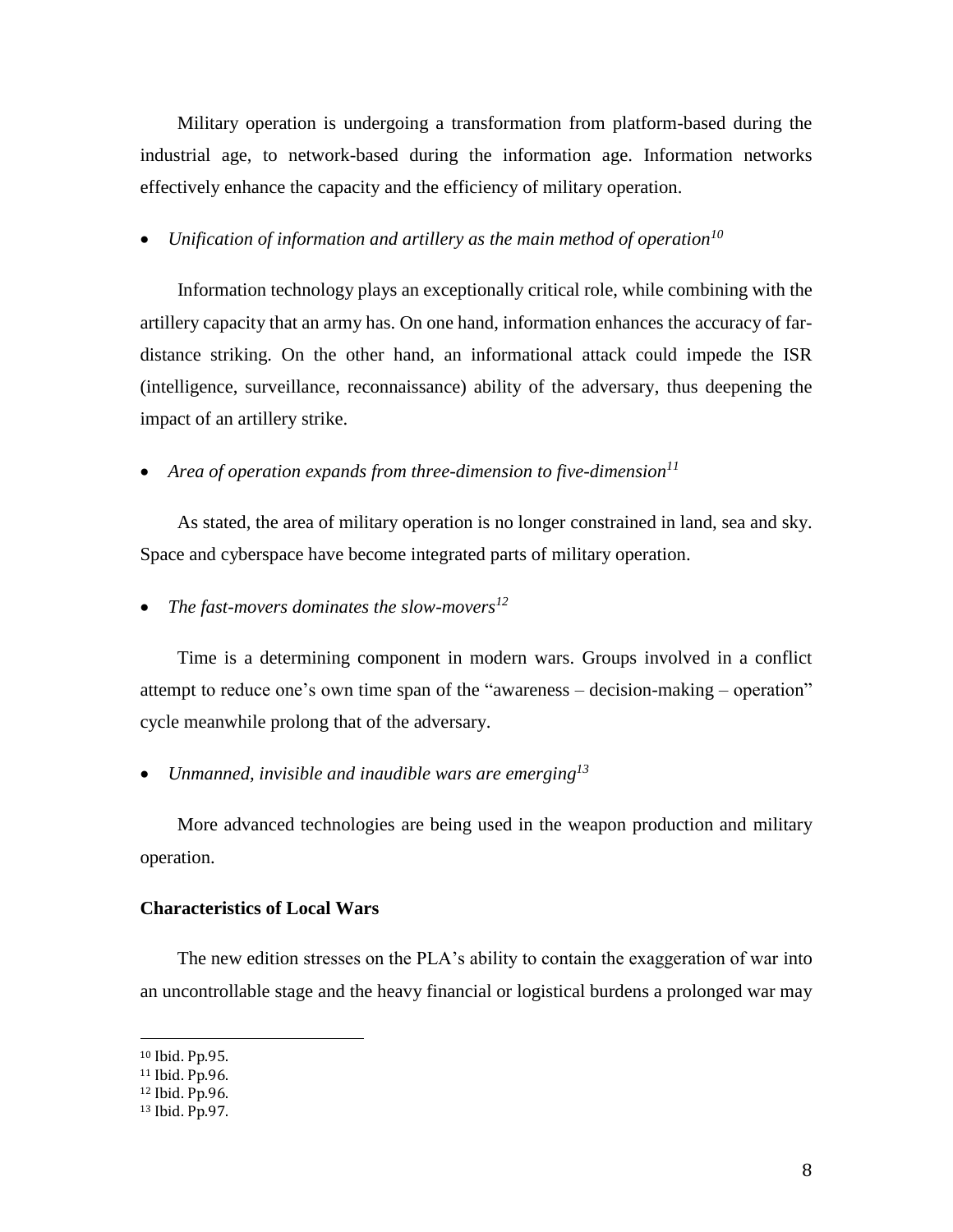Military operation is undergoing a transformation from platform-based during the industrial age, to network-based during the information age. Information networks effectively enhance the capacity and the efficiency of military operation.

- *Unification of information and artillery as the main method of operation*[10]

Information technology plays an exceptionally critical role, while combining with the artillery capacity that an army has. On one hand, information enhances the accuracy of far-distance striking. On the other hand, an informational attack could impede the ISR (intelligence, surveillance, reconnaissance) ability of the adversary, thus deepening the impact of an artillery strike.

- *Area of operation expands from three-dimension to five-dimension*[11]

As stated, the area of military operation is no longer constrained in land, sea and sky. Space and cyberspace have become integrated parts of military operation.

- *The fast-movers dominates the slow-movers*[12]

Time is a determining component in modern wars. Groups involved in a conflict attempt to reduce one's own time span of the "awareness – decision-making – operation" cycle meanwhile prolong that of the adversary.

- *Unmanned, invisible and inaudible wars are emerging*[13]

More advanced technologies are being used in the weapon production and military operation.

**Characteristics of Local Wars**

The new edition stresses on the PLA's ability to contain the exaggeration of war into an uncontrollable stage and the heavy financial or logistical burdens a prolonged war may

---

[10] Ibid. Pp.95.

[11] Ibid. Pp.96.

[12] Ibid. Pp.96.

[13] Ibid. Pp.97.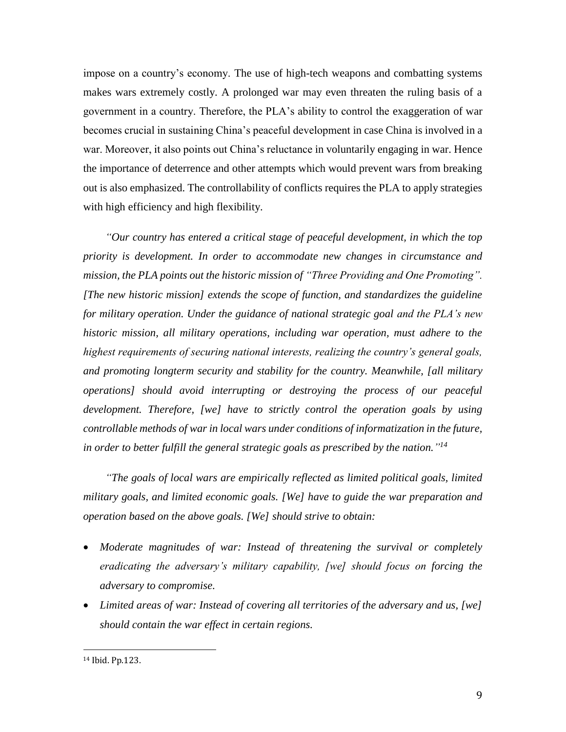impose on a country's economy. The use of high-tech weapons and combatting systems makes wars extremely costly. A prolonged war may even threaten the ruling basis of a government in a country. Therefore, the PLA's ability to control the exaggeration of war becomes crucial in sustaining China's peaceful development in case China is involved in a war. Moreover, it also points out China's reluctance in voluntarily engaging in war. Hence the importance of deterrence and other attempts which would prevent wars from breaking out is also emphasized. The controllability of conflicts requires the PLA to apply strategies with high efficiency and high flexibility.

*"Our country has entered a critical stage of peaceful development, in which the top priority is development. In order to accommodate new changes in circumstance and mission, the PLA points out the historic mission of "Three Providing and One Promoting". [The new historic mission] extends the scope of function, and standardizes the guideline for military operation. Under the guidance of national strategic goal and the PLA's new historic mission, all military operations, including war operation, must adhere to the highest requirements of securing national interests, realizing the country's general goals, and promoting longterm security and stability for the country. Meanwhile, [all military operations] should avoid interrupting or destroying the process of our peaceful development. Therefore, [we] have to strictly control the operation goals by using controllable methods of war in local wars under conditions of informatization in the future, in order to better fulfill the general strategic goals as prescribed by the nation."*[14]

*"The goals of local wars are empirically reflected as limited political goals, limited military goals, and limited economic goals. [We] have to guide the war preparation and operation based on the above goals. [We] should strive to obtain:*

- *Moderate magnitudes of war: Instead of threatening the survival or completely eradicating the adversary's military capability, [we] should focus on forcing the adversary to compromise.*
- *Limited areas of war: Instead of covering all territories of the adversary and us, [we] should contain the war effect in certain regions.*

[14] Ibid. Pp.123.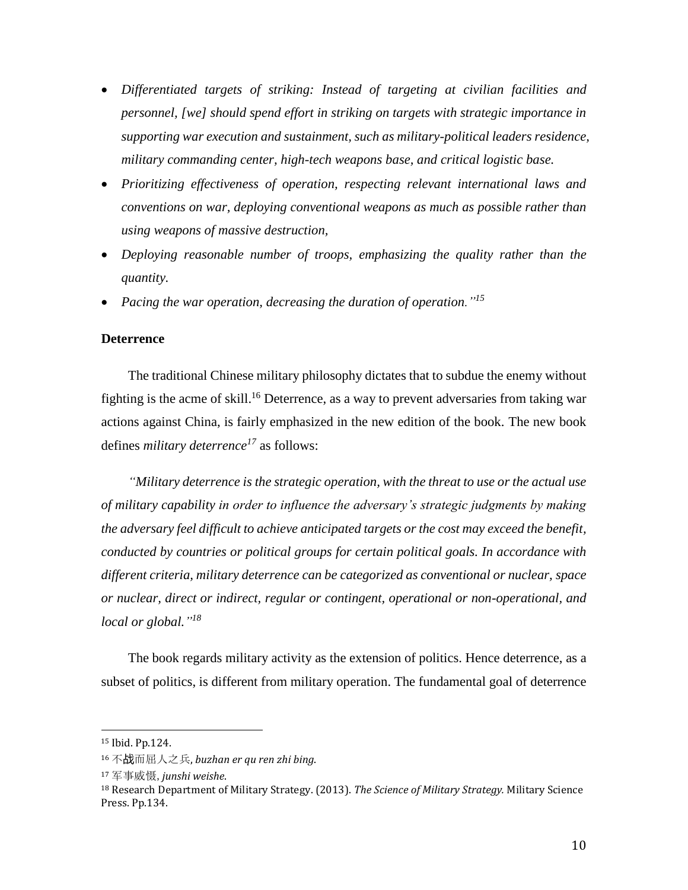- *Differentiated targets of striking: Instead of targeting at civilian facilities and personnel, [we] should spend effort in striking on targets with strategic importance in supporting war execution and sustainment, such as military-political leaders residence, military commanding center, high-tech weapons base, and critical logistic base.*
- *Prioritizing effectiveness of operation, respecting relevant international laws and conventions on war, deploying conventional weapons as much as possible rather than using weapons of massive destruction,*
- *Deploying reasonable number of troops, emphasizing the quality rather than the quantity.*
- *Pacing the war operation, decreasing the duration of operation."*[15]

**Deterrence**

The traditional Chinese military philosophy dictates that to subdue the enemy without fighting is the acme of skill.[16] Deterrence, as a way to prevent adversaries from taking war actions against China, is fairly emphasized in the new edition of the book. The new book defines *military deterrence*[17] as follows:

*"Military deterrence is the strategic operation, with the threat to use or the actual use of military capability in order to influence the adversary's strategic judgments by making the adversary feel difficult to achieve anticipated targets or the cost may exceed the benefit, conducted by countries or political groups for certain political goals. In accordance with different criteria, military deterrence can be categorized as conventional or nuclear, space or nuclear, direct or indirect, regular or contingent, operational or non-operational, and local or global."*[18]

The book regards military activity as the extension of politics. Hence deterrence, as a subset of politics, is different from military operation. The fundamental goal of deterrence

---

[15] Ibid. Pp.124.

[16] 不战而屈人之兵, *buzhan er qu ren zhi bing.*

[17] 军事威慑, *junshi weishe.*

[18] Research Department of Military Strategy. (2013). *The Science of Military Strategy.* Military Science Press. Pp.134.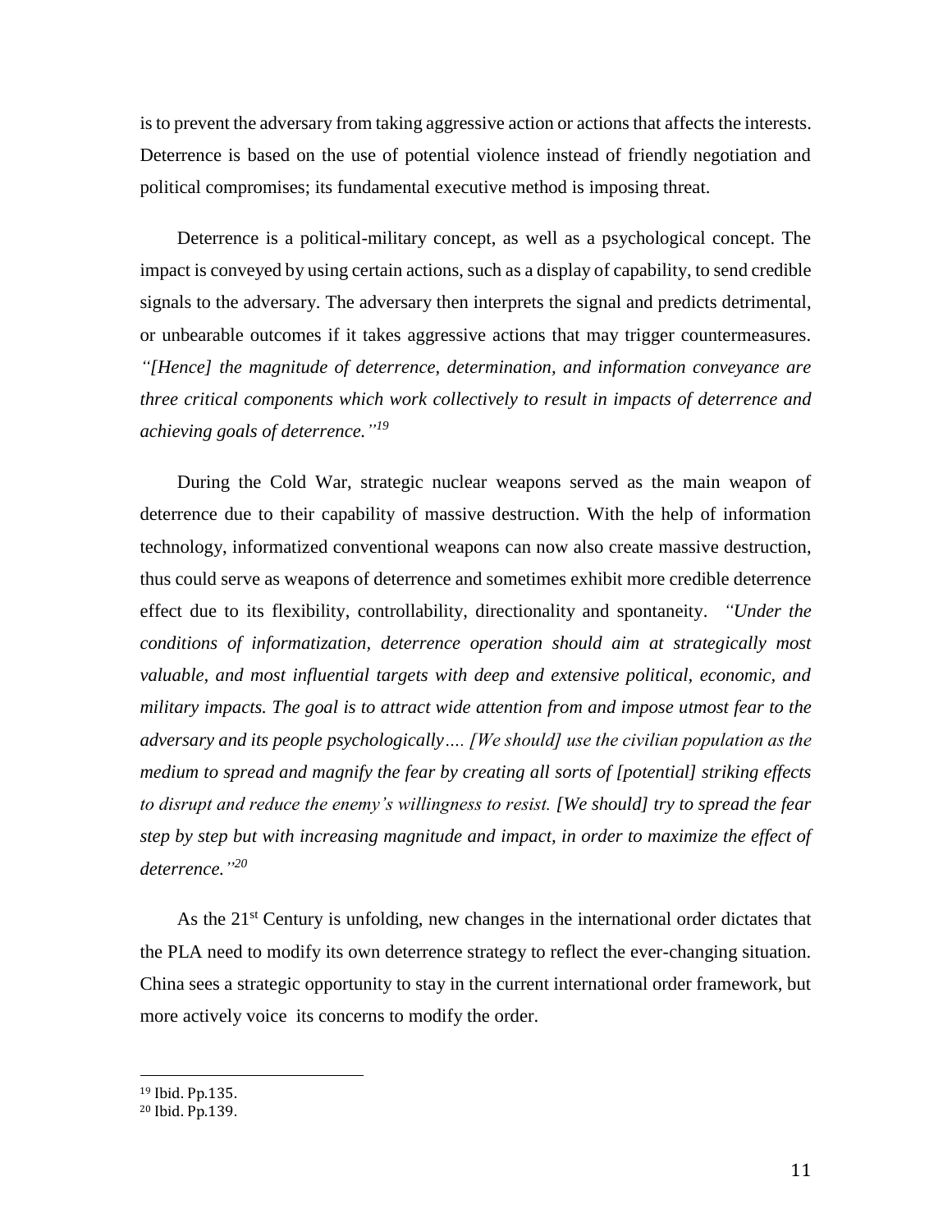is to prevent the adversary from taking aggressive action or actions that affects the interests. Deterrence is based on the use of potential violence instead of friendly negotiation and political compromises; its fundamental executive method is imposing threat.

Deterrence is a political-military concept, as well as a psychological concept. The impact is conveyed by using certain actions, such as a display of capability, to send credible signals to the adversary. The adversary then interprets the signal and predicts detrimental, or unbearable outcomes if it takes aggressive actions that may trigger countermeasures. *"[Hence] the magnitude of deterrence, determination, and information conveyance are three critical components which work collectively to result in impacts of deterrence and achieving goals of deterrence."*[19]

During the Cold War, strategic nuclear weapons served as the main weapon of deterrence due to their capability of massive destruction. With the help of information technology, informatized conventional weapons can now also create massive destruction, thus could serve as weapons of deterrence and sometimes exhibit more credible deterrence effect due to its flexibility, controllability, directionality and spontaneity. *"Under the conditions of informatization, deterrence operation should aim at strategically most valuable, and most influential targets with deep and extensive political, economic, and military impacts. The goal is to attract wide attention from and impose utmost fear to the adversary and its people psychologically.... [We should] use the civilian population as the medium to spread and magnify the fear by creating all sorts of [potential] striking effects to disrupt and reduce the enemy's willingness to resist. [We should] try to spread the fear step by step but with increasing magnitude and impact, in order to maximize the effect of deterrence."*[20]

As the 21st Century is unfolding, new changes in the international order dictates that the PLA need to modify its own deterrence strategy to reflect the ever-changing situation. China sees a strategic opportunity to stay in the current international order framework, but more actively voice its concerns to modify the order.

---

[19] Ibid. Pp.135.

[20] Ibid. Pp.139.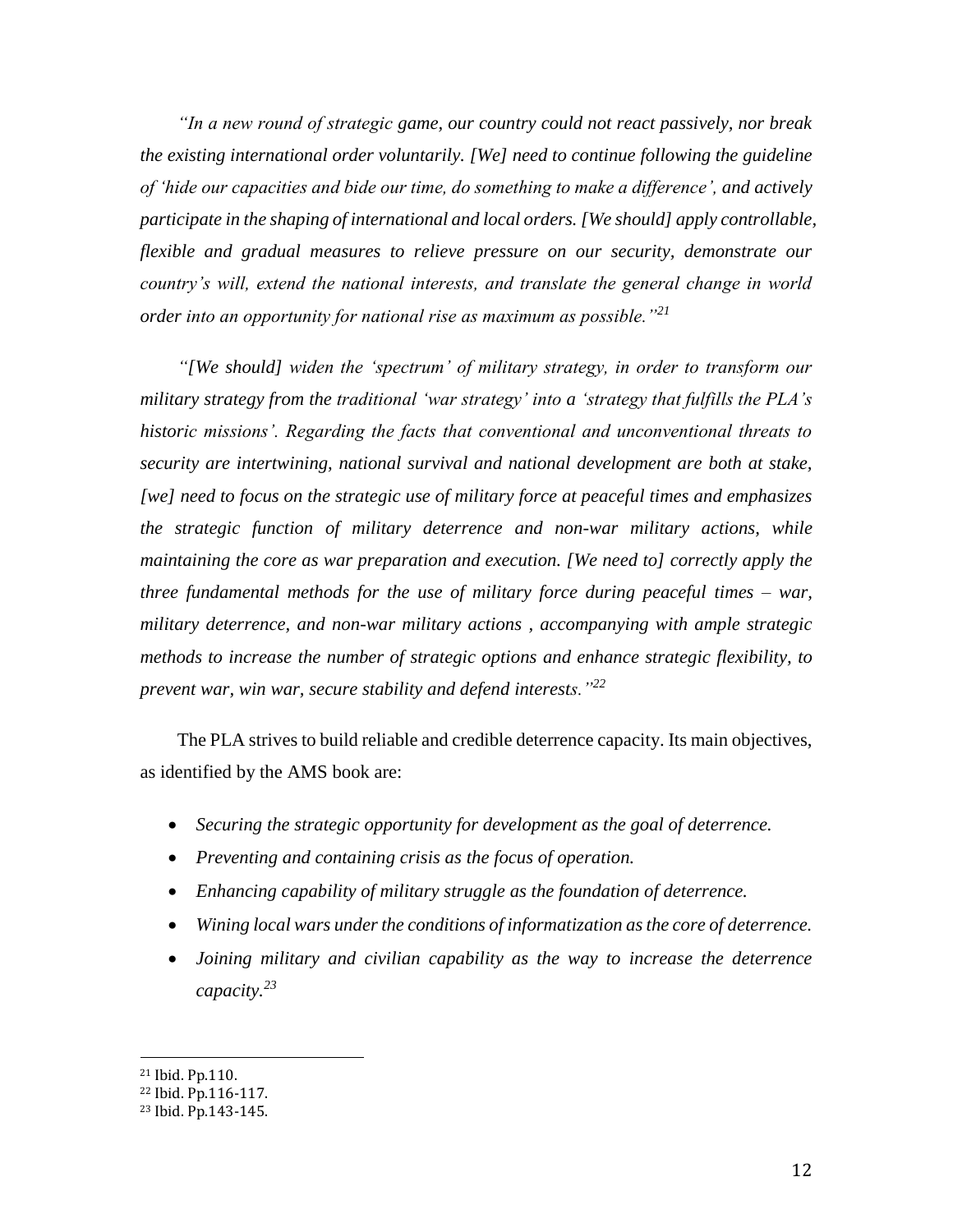*"In a new round of strategic game, our country could not react passively, nor break the existing international order voluntarily. [We] need to continue following the guideline of 'hide our capacities and bide our time, do something to make a difference', and actively participate in the shaping of international and local orders. [We should] apply controllable, flexible and gradual measures to relieve pressure on our security, demonstrate our country's will, extend the national interests, and translate the general change in world order into an opportunity for national rise as maximum as possible."*[21]

*"[We should] widen the 'spectrum' of military strategy, in order to transform our military strategy from the traditional 'war strategy' into a 'strategy that fulfills the PLA's historic missions'. Regarding the facts that conventional and unconventional threats to security are intertwining, national survival and national development are both at stake, [we] need to focus on the strategic use of military force at peaceful times and emphasizes the strategic function of military deterrence and non-war military actions, while maintaining the core as war preparation and execution. [We need to] correctly apply the three fundamental methods for the use of military force during peaceful times – war, military deterrence, and non-war military actions , accompanying with ample strategic methods to increase the number of strategic options and enhance strategic flexibility, to prevent war, win war, secure stability and defend interests."*[22]

The PLA strives to build reliable and credible deterrence capacity. Its main objectives, as identified by the AMS book are:

- *Securing the strategic opportunity for development as the goal of deterrence.*
- *Preventing and containing crisis as the focus of operation.*
- *Enhancing capability of military struggle as the foundation of deterrence.*
- *Wining local wars under the conditions of informatization as the core of deterrence.*
- *Joining military and civilian capability as the way to increase the deterrence capacity.*[23]

---

[21] Ibid. Pp.110.

[22] Ibid. Pp.116-117.

[23] Ibid. Pp.143-145.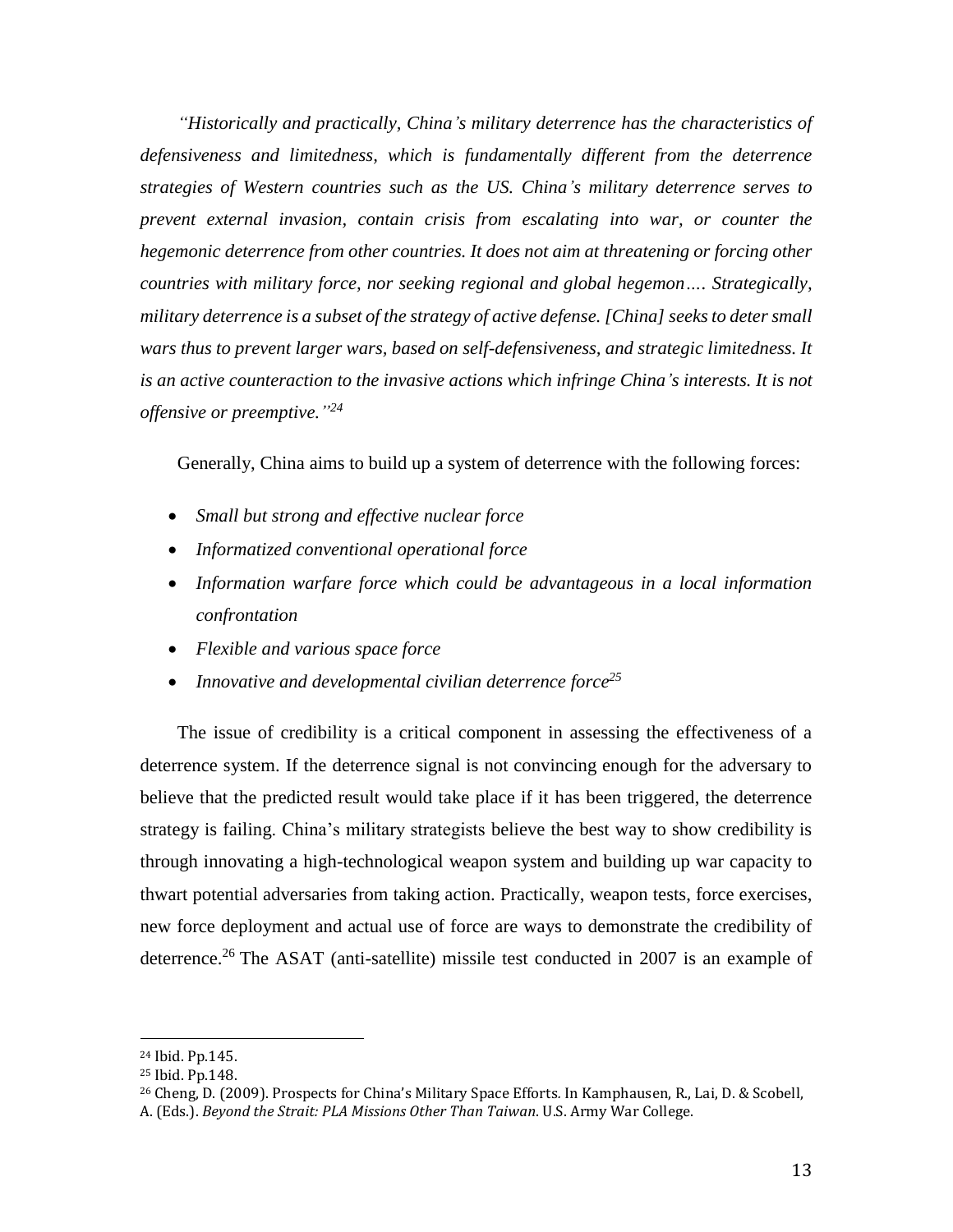*"Historically and practically, China's military deterrence has the characteristics of defensiveness and limitedness, which is fundamentally different from the deterrence strategies of Western countries such as the US. China's military deterrence serves to prevent external invasion, contain crisis from escalating into war, or counter the hegemonic deterrence from other countries. It does not aim at threatening or forcing other countries with military force, nor seeking regional and global hegemon…. Strategically, military deterrence is a subset of the strategy of active defense. [China] seeks to deter small wars thus to prevent larger wars, based on self-defensiveness, and strategic limitedness. It is an active counteraction to the invasive actions which infringe China's interests. It is not offensive or preemptive."*[24]

Generally, China aims to build up a system of deterrence with the following forces:

- *Small but strong and effective nuclear force*
- *Informatized conventional operational force*
- *Information warfare force which could be advantageous in a local information confrontation*
- *Flexible and various space force*
- *Innovative and developmental civilian deterrence force*[25]

The issue of credibility is a critical component in assessing the effectiveness of a deterrence system. If the deterrence signal is not convincing enough for the adversary to believe that the predicted result would take place if it has been triggered, the deterrence strategy is failing. China's military strategists believe the best way to show credibility is through innovating a high-technological weapon system and building up war capacity to thwart potential adversaries from taking action. Practically, weapon tests, force exercises, new force deployment and actual use of force are ways to demonstrate the credibility of deterrence.[26] The ASAT (anti-satellite) missile test conducted in 2007 is an example of

---

[24] Ibid. Pp.145.

[25] Ibid. Pp.148.

[26] Cheng, D. (2009). Prospects for China's Military Space Efforts. In Kamphausen, R., Lai, D. & Scobell, A. (Eds.). *Beyond the Strait: PLA Missions Other Than Taiwan*. U.S. Army War College.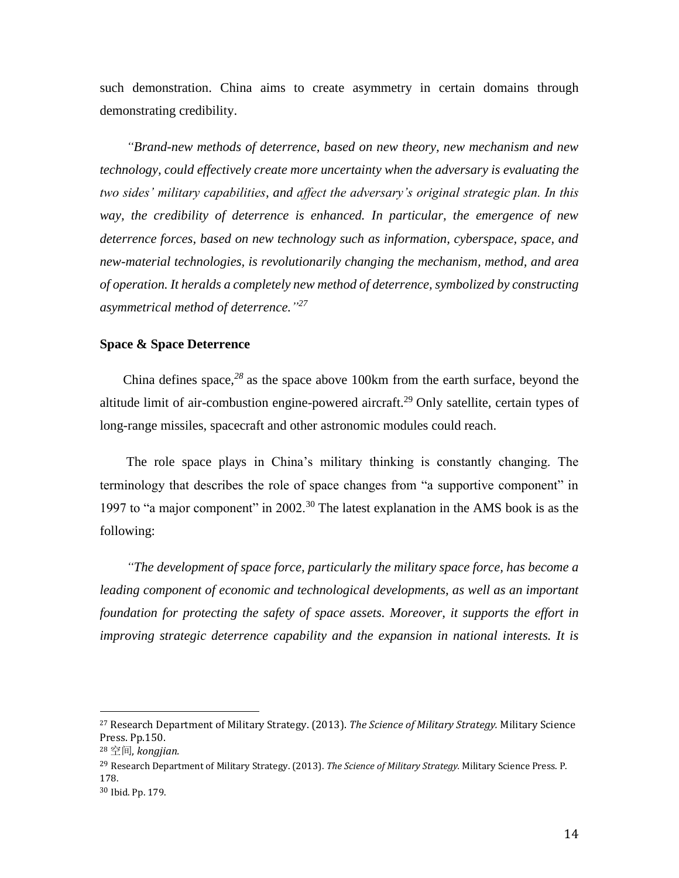such demonstration. China aims to create asymmetry in certain domains through demonstrating credibility.

*"Brand-new methods of deterrence, based on new theory, new mechanism and new technology, could effectively create more uncertainty when the adversary is evaluating the two sides' military capabilities, and affect the adversary's original strategic plan. In this way, the credibility of deterrence is enhanced. In particular, the emergence of new deterrence forces, based on new technology such as information, cyberspace, space, and new-material technologies, is revolutionarily changing the mechanism, method, and area of operation. It heralds a completely new method of deterrence, symbolized by constructing asymmetrical method of deterrence."*[27]

**Space & Space Deterrence**

China defines space,[28] as the space above 100km from the earth surface, beyond the altitude limit of air-combustion engine-powered aircraft.[29] Only satellite, certain types of long-range missiles, spacecraft and other astronomic modules could reach.

The role space plays in China's military thinking is constantly changing. The terminology that describes the role of space changes from "a supportive component" in 1997 to "a major component" in 2002.[30] The latest explanation in the AMS book is as the following:

*"The development of space force, particularly the military space force, has become a leading component of economic and technological developments, as well as an important foundation for protecting the safety of space assets. Moreover, it supports the effort in improving strategic deterrence capability and the expansion in national interests. It is*

---

[27] Research Department of Military Strategy. (2013). *The Science of Military Strategy.* Military Science Press. Pp.150.

[28] 空间, *kongjian.*

[29] Research Department of Military Strategy. (2013). *The Science of Military Strategy.* Military Science Press. P. 178.

[30] Ibid. Pp. 179.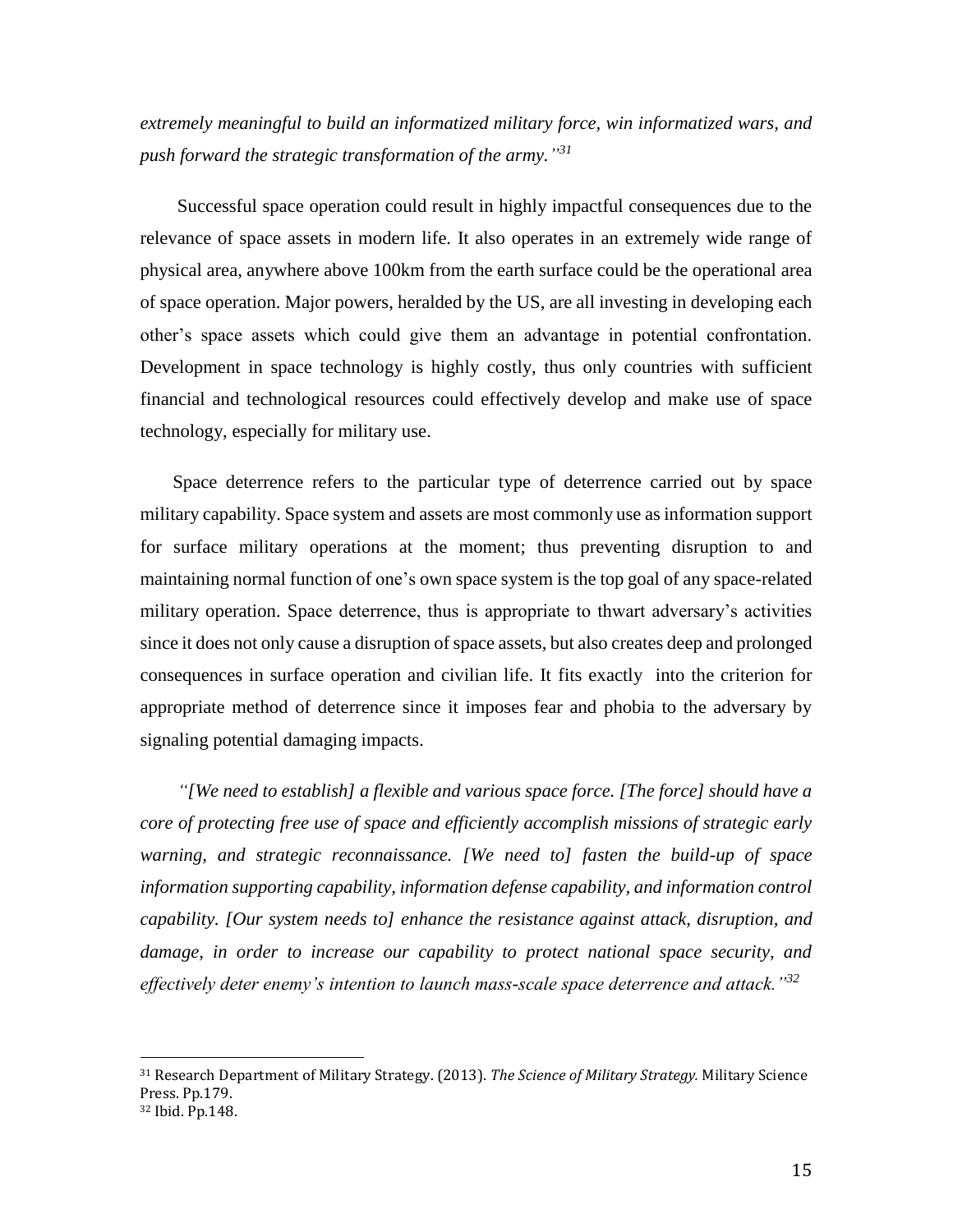*extremely meaningful to build an informatized military force, win informatized wars, and push forward the strategic transformation of the army."*[31]

Successful space operation could result in highly impactful consequences due to the relevance of space assets in modern life. It also operates in an extremely wide range of physical area, anywhere above 100km from the earth surface could be the operational area of space operation. Major powers, heralded by the US, are all investing in developing each other's space assets which could give them an advantage in potential confrontation. Development in space technology is highly costly, thus only countries with sufficient financial and technological resources could effectively develop and make use of space technology, especially for military use.

Space deterrence refers to the particular type of deterrence carried out by space military capability. Space system and assets are most commonly use as information support for surface military operations at the moment; thus preventing disruption to and maintaining normal function of one's own space system is the top goal of any space-related military operation. Space deterrence, thus is appropriate to thwart adversary's activities since it does not only cause a disruption of space assets, but also creates deep and prolonged consequences in surface operation and civilian life. It fits exactly into the criterion for appropriate method of deterrence since it imposes fear and phobia to the adversary by signaling potential damaging impacts.

*"[We need to establish] a flexible and various space force. [The force] should have a core of protecting free use of space and efficiently accomplish missions of strategic early warning, and strategic reconnaissance. [We need to] fasten the build-up of space information supporting capability, information defense capability, and information control capability. [Our system needs to] enhance the resistance against attack, disruption, and damage, in order to increase our capability to protect national space security, and effectively deter enemy's intention to launch mass-scale space deterrence and attack."*[32]

---

[31] Research Department of Military Strategy. (2013). *The Science of Military Strategy.* Military Science Press. Pp.179.

[32] Ibid. Pp.148.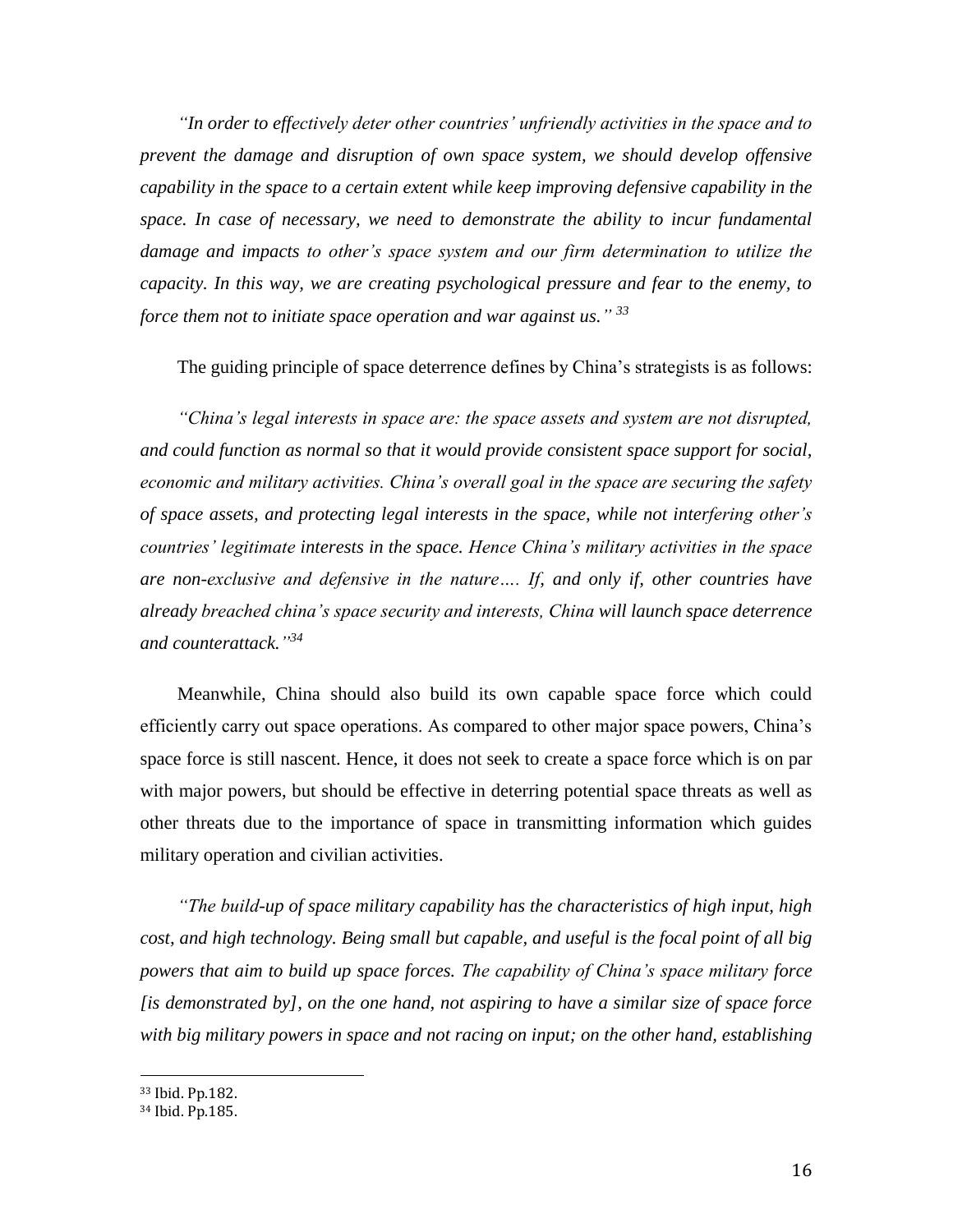*"In order to effectively deter other countries' unfriendly activities in the space and to prevent the damage and disruption of own space system, we should develop offensive capability in the space to a certain extent while keep improving defensive capability in the space. In case of necessary, we need to demonstrate the ability to incur fundamental damage and impacts to other's space system and our firm determination to utilize the capacity. In this way, we are creating psychological pressure and fear to the enemy, to force them not to initiate space operation and war against us."* [33]

The guiding principle of space deterrence defines by China's strategists is as follows:

*"China's legal interests in space are: the space assets and system are not disrupted, and could function as normal so that it would provide consistent space support for social, economic and military activities. China's overall goal in the space are securing the safety of space assets, and protecting legal interests in the space, while not interfering other's countries' legitimate interests in the space. Hence China's military activities in the space are non-exclusive and defensive in the nature…. If, and only if, other countries have already breached china's space security and interests, China will launch space deterrence and counterattack."* [34]

Meanwhile, China should also build its own capable space force which could efficiently carry out space operations. As compared to other major space powers, China's space force is still nascent. Hence, it does not seek to create a space force which is on par with major powers, but should be effective in deterring potential space threats as well as other threats due to the importance of space in transmitting information which guides military operation and civilian activities.

*"The build-up of space military capability has the characteristics of high input, high cost, and high technology. Being small but capable, and useful is the focal point of all big powers that aim to build up space forces. The capability of China's space military force [is demonstrated by], on the one hand, not aspiring to have a similar size of space force with big military powers in space and not racing on input; on the other hand, establishing*

---

[33] Ibid. Pp.182.

[34] Ibid. Pp.185.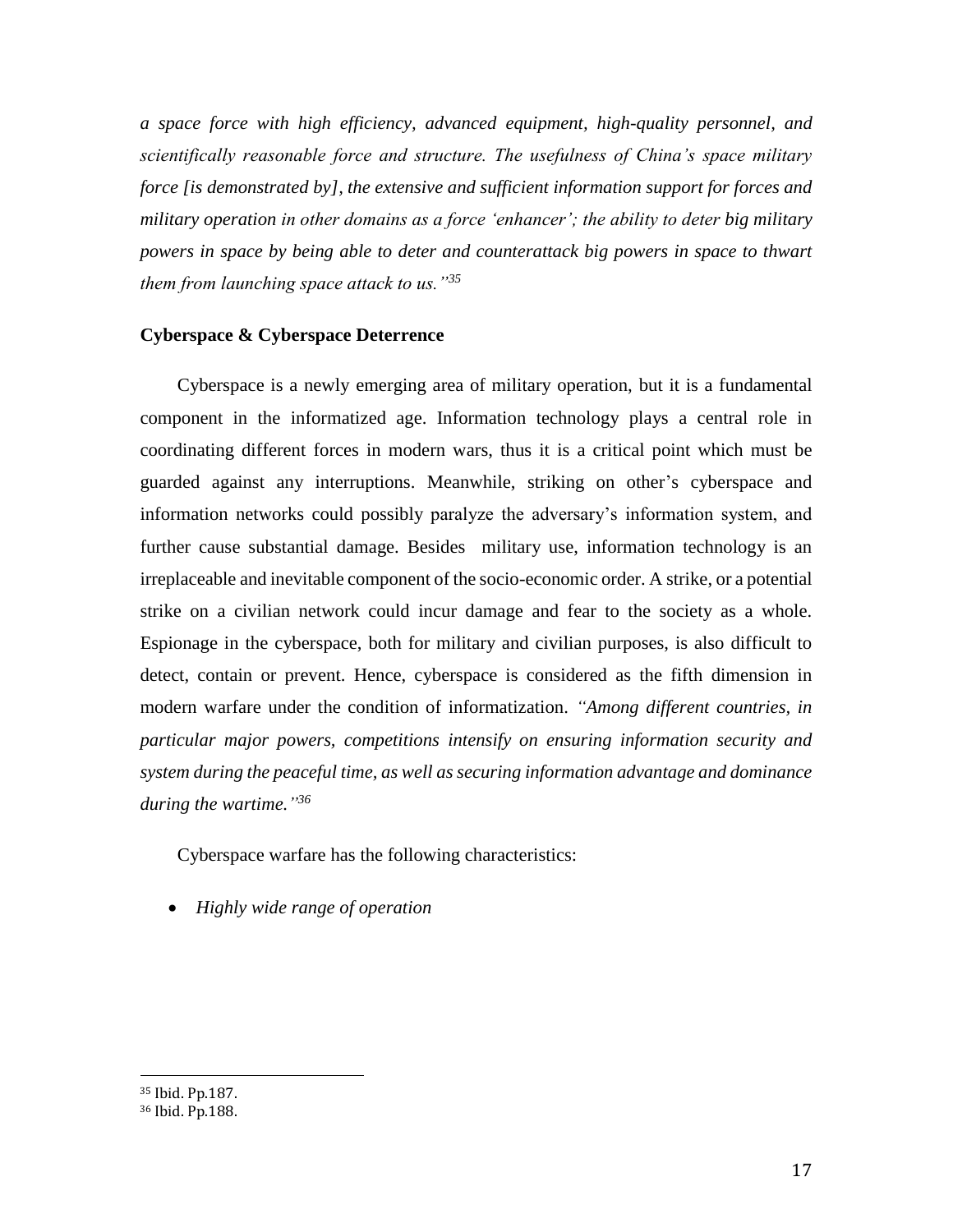*a space force with high efficiency, advanced equipment, high-quality personnel, and scientifically reasonable force and structure. The usefulness of China's space military force [is demonstrated by], the extensive and sufficient information support for forces and military operation in other domains as a force 'enhancer'; the ability to deter big military powers in space by being able to deter and counterattack big powers in space to thwart them from launching space attack to us."*[35]

**Cyberspace & Cyberspace Deterrence**

Cyberspace is a newly emerging area of military operation, but it is a fundamental component in the informatized age. Information technology plays a central role in coordinating different forces in modern wars, thus it is a critical point which must be guarded against any interruptions. Meanwhile, striking on other's cyberspace and information networks could possibly paralyze the adversary's information system, and further cause substantial damage. Besides military use, information technology is an irreplaceable and inevitable component of the socio-economic order. A strike, or a potential strike on a civilian network could incur damage and fear to the society as a whole. Espionage in the cyberspace, both for military and civilian purposes, is also difficult to detect, contain or prevent. Hence, cyberspace is considered as the fifth dimension in modern warfare under the condition of informatization. *"Among different countries, in particular major powers, competitions intensify on ensuring information security and system during the peaceful time, as well as securing information advantage and dominance during the wartime."*[36]

Cyberspace warfare has the following characteristics:

- *Highly wide range of operation*

---

[35] Ibid. Pp.187.

[36] Ibid. Pp.188.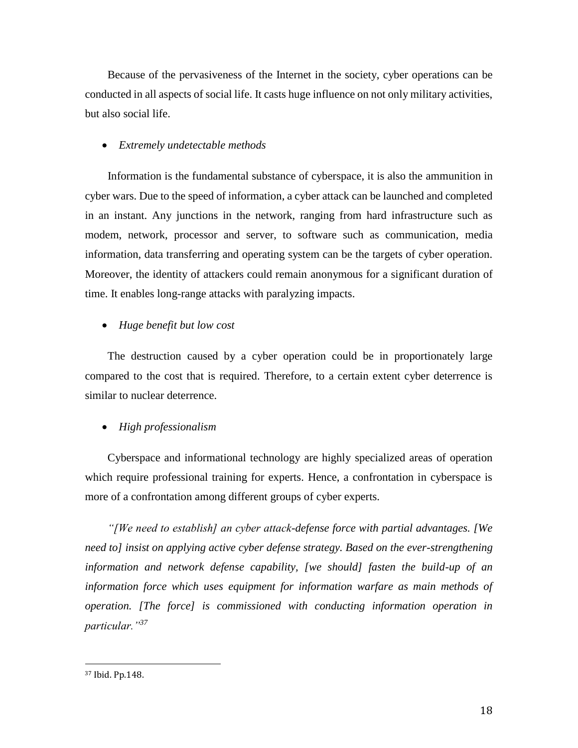Because of the pervasiveness of the Internet in the society, cyber operations can be conducted in all aspects of social life. It casts huge influence on not only military activities, but also social life.

- *Extremely undetectable methods*

Information is the fundamental substance of cyberspace, it is also the ammunition in cyber wars. Due to the speed of information, a cyber attack can be launched and completed in an instant. Any junctions in the network, ranging from hard infrastructure such as modem, network, processor and server, to software such as communication, media information, data transferring and operating system can be the targets of cyber operation. Moreover, the identity of attackers could remain anonymous for a significant duration of time. It enables long-range attacks with paralyzing impacts.

- *Huge benefit but low cost*

The destruction caused by a cyber operation could be in proportionately large compared to the cost that is required. Therefore, to a certain extent cyber deterrence is similar to nuclear deterrence.

- *High professionalism*

Cyberspace and informational technology are highly specialized areas of operation which require professional training for experts. Hence, a confrontation in cyberspace is more of a confrontation among different groups of cyber experts.

*"[We need to establish] an cyber attack-defense force with partial advantages. [We need to] insist on applying active cyber defense strategy. Based on the ever-strengthening information and network defense capability, [we should] fasten the build-up of an information force which uses equipment for information warfare as main methods of operation. [The force] is commissioned with conducting information operation in particular."*[37]

---

[37] Ibid. Pp.148.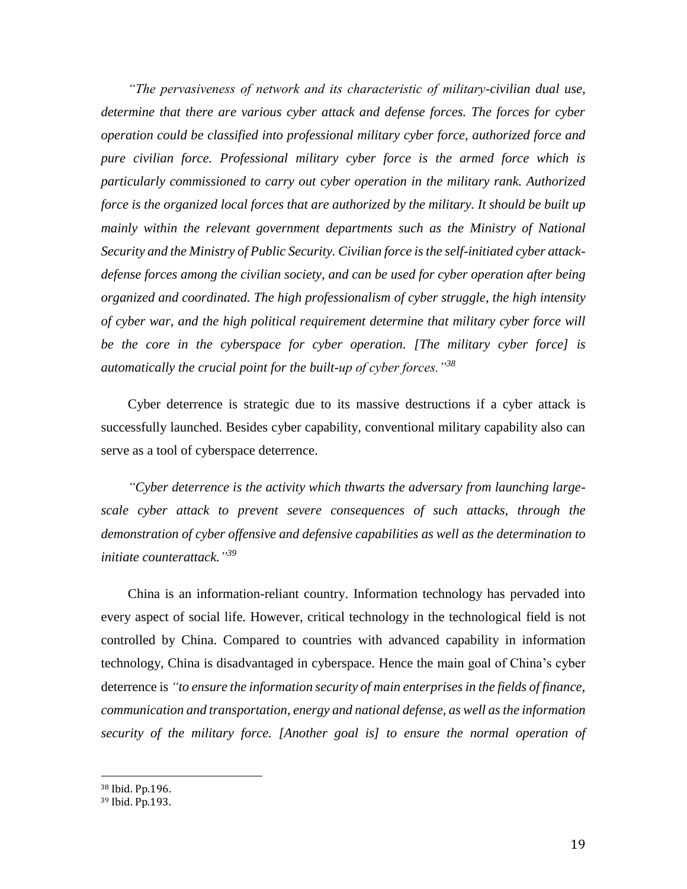*"The pervasiveness of network and its characteristic of military-civilian dual use, determine that there are various cyber attack and defense forces. The forces for cyber operation could be classified into professional military cyber force, authorized force and pure civilian force. Professional military cyber force is the armed force which is particularly commissioned to carry out cyber operation in the military rank. Authorized force is the organized local forces that are authorized by the military. It should be built up mainly within the relevant government departments such as the Ministry of National Security and the Ministry of Public Security. Civilian force is the self-initiated cyber attack-defense forces among the civilian society, and can be used for cyber operation after being organized and coordinated. The high professionalism of cyber struggle, the high intensity of cyber war, and the high political requirement determine that military cyber force will be the core in the cyberspace for cyber operation. [The military cyber force] is automatically the crucial point for the built-up of cyber forces."*[38]

Cyber deterrence is strategic due to its massive destructions if a cyber attack is successfully launched. Besides cyber capability, conventional military capability also can serve as a tool of cyberspace deterrence.

*"Cyber deterrence is the activity which thwarts the adversary from launching large-scale cyber attack to prevent severe consequences of such attacks, through the demonstration of cyber offensive and defensive capabilities as well as the determination to initiate counterattack."*[39]

China is an information-reliant country. Information technology has pervaded into every aspect of social life. However, critical technology in the technological field is not controlled by China. Compared to countries with advanced capability in information technology, China is disadvantaged in cyberspace. Hence the main goal of China's cyber deterrence is *"to ensure the information security of main enterprises in the fields of finance, communication and transportation, energy and national defense, as well as the information security of the military force. [Another goal is] to ensure the normal operation of*

---

[38] Ibid. Pp.196.

[39] Ibid. Pp.193.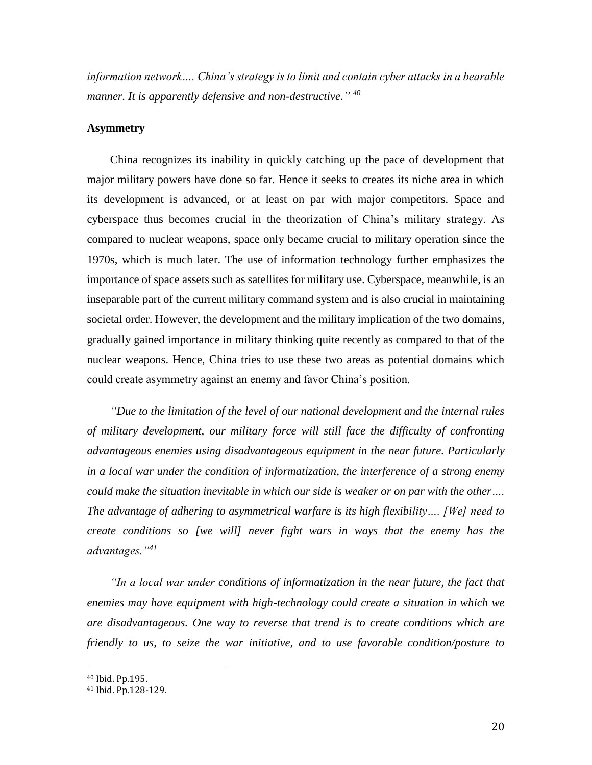*information network…. China's strategy is to limit and contain cyber attacks in a bearable manner. It is apparently defensive and non-destructive."* [40]

**Asymmetry**

China recognizes its inability in quickly catching up the pace of development that major military powers have done so far. Hence it seeks to creates its niche area in which its development is advanced, or at least on par with major competitors. Space and cyberspace thus becomes crucial in the theorization of China's military strategy. As compared to nuclear weapons, space only became crucial to military operation since the 1970s, which is much later. The use of information technology further emphasizes the importance of space assets such as satellites for military use. Cyberspace, meanwhile, is an inseparable part of the current military command system and is also crucial in maintaining societal order. However, the development and the military implication of the two domains, gradually gained importance in military thinking quite recently as compared to that of the nuclear weapons. Hence, China tries to use these two areas as potential domains which could create asymmetry against an enemy and favor China's position.

*"Due to the limitation of the level of our national development and the internal rules of military development, our military force will still face the difficulty of confronting advantageous enemies using disadvantageous equipment in the near future. Particularly in a local war under the condition of informatization, the interference of a strong enemy could make the situation inevitable in which our side is weaker or on par with the other…. The advantage of adhering to asymmetrical warfare is its high flexibility…. [We] need to create conditions so [we will] never fight wars in ways that the enemy has the advantages."*[41]

*"In a local war under conditions of informatization in the near future, the fact that enemies may have equipment with high-technology could create a situation in which we are disadvantageous. One way to reverse that trend is to create conditions which are friendly to us, to seize the war initiative, and to use favorable condition/posture to*

[40] Ibid. Pp.195.

[41] Ibid. Pp.128-129.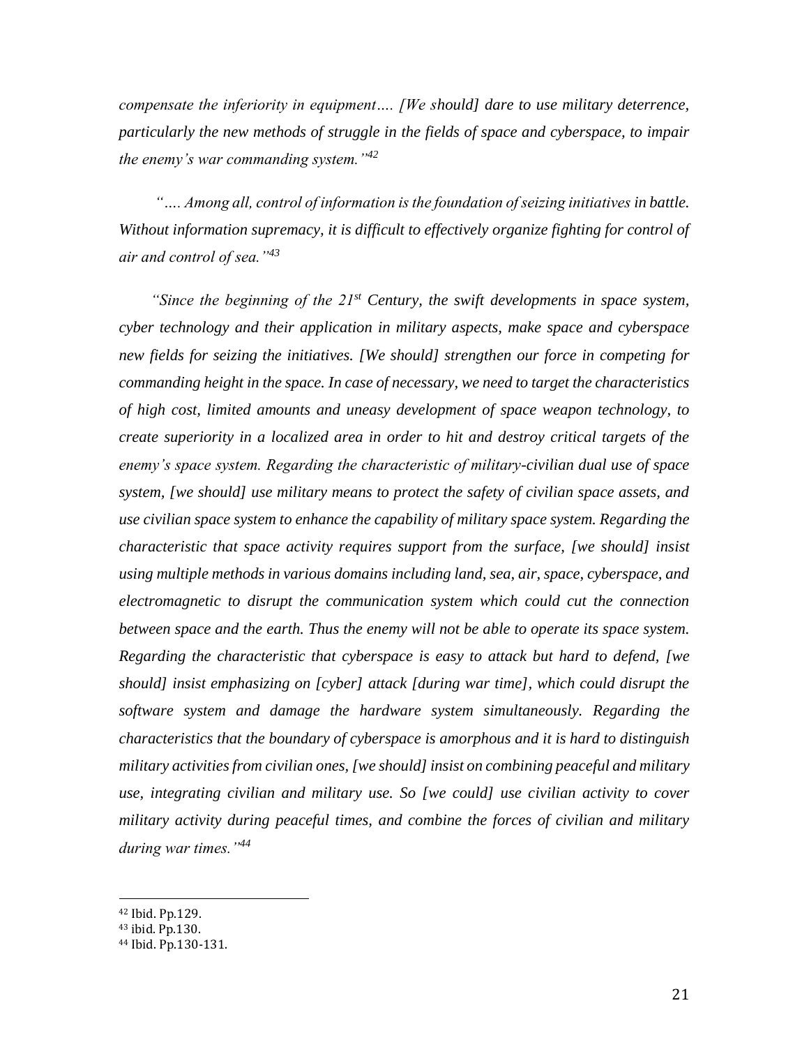*compensate the inferiority in equipment…. [We should] dare to use military deterrence, particularly the new methods of struggle in the fields of space and cyberspace, to impair the enemy's war commanding system."*[42]

*"…. Among all, control of information is the foundation of seizing initiatives in battle. Without information supremacy, it is difficult to effectively organize fighting for control of air and control of sea."*[43]

*"Since the beginning of the 21st Century, the swift developments in space system, cyber technology and their application in military aspects, make space and cyberspace new fields for seizing the initiatives. [We should] strengthen our force in competing for commanding height in the space. In case of necessary, we need to target the characteristics of high cost, limited amounts and uneasy development of space weapon technology, to create superiority in a localized area in order to hit and destroy critical targets of the enemy's space system. Regarding the characteristic of military-civilian dual use of space system, [we should] use military means to protect the safety of civilian space assets, and use civilian space system to enhance the capability of military space system. Regarding the characteristic that space activity requires support from the surface, [we should] insist using multiple methods in various domains including land, sea, air, space, cyberspace, and electromagnetic to disrupt the communication system which could cut the connection between space and the earth. Thus the enemy will not be able to operate its space system. Regarding the characteristic that cyberspace is easy to attack but hard to defend, [we should] insist emphasizing on [cyber] attack [during war time], which could disrupt the software system and damage the hardware system simultaneously. Regarding the characteristics that the boundary of cyberspace is amorphous and it is hard to distinguish military activities from civilian ones, [we should] insist on combining peaceful and military use, integrating civilian and military use. So [we could] use civilian activity to cover military activity during peaceful times, and combine the forces of civilian and military during war times."*[44]

---

[42] Ibid. Pp.129.

[43] ibid. Pp.130.

[44] Ibid. Pp.130-131.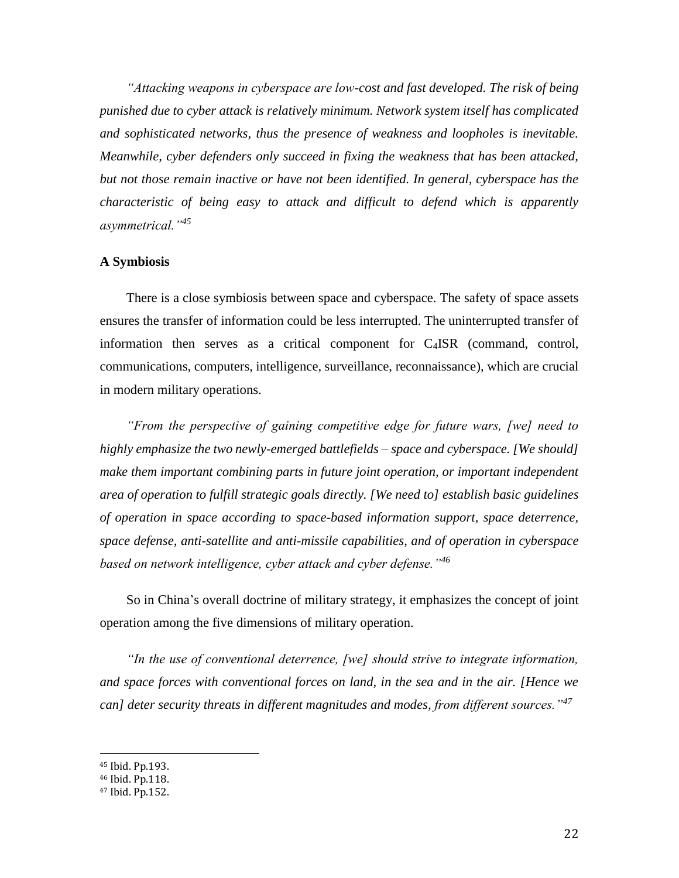*"Attacking weapons in cyberspace are low-cost and fast developed. The risk of being punished due to cyber attack is relatively minimum. Network system itself has complicated and sophisticated networks, thus the presence of weakness and loopholes is inevitable. Meanwhile, cyber defenders only succeed in fixing the weakness that has been attacked, but not those remain inactive or have not been identified. In general, cyberspace has the characteristic of being easy to attack and difficult to defend which is apparently asymmetrical."*[45]

**A Symbiosis**

There is a close symbiosis between space and cyberspace. The safety of space assets ensures the transfer of information could be less interrupted. The uninterrupted transfer of information then serves as a critical component for $C_4$ISR (command, control, communications, computers, intelligence, surveillance, reconnaissance), which are crucial in modern military operations.

*"From the perspective of gaining competitive edge for future wars, [we] need to highly emphasize the two newly-emerged battlefields – space and cyberspace. [We should] make them important combining parts in future joint operation, or important independent area of operation to fulfill strategic goals directly. [We need to] establish basic guidelines of operation in space according to space-based information support, space deterrence, space defense, anti-satellite and anti-missile capabilities, and of operation in cyberspace based on network intelligence, cyber attack and cyber defense."*[46]

So in China's overall doctrine of military strategy, it emphasizes the concept of joint operation among the five dimensions of military operation.

*"In the use of conventional deterrence, [we] should strive to integrate information, and space forces with conventional forces on land, in the sea and in the air. [Hence we can] deter security threats in different magnitudes and modes, from different sources."*[47]

---

[45] Ibid. Pp.193.
[46] Ibid. Pp.118.
[47] Ibid. Pp.152.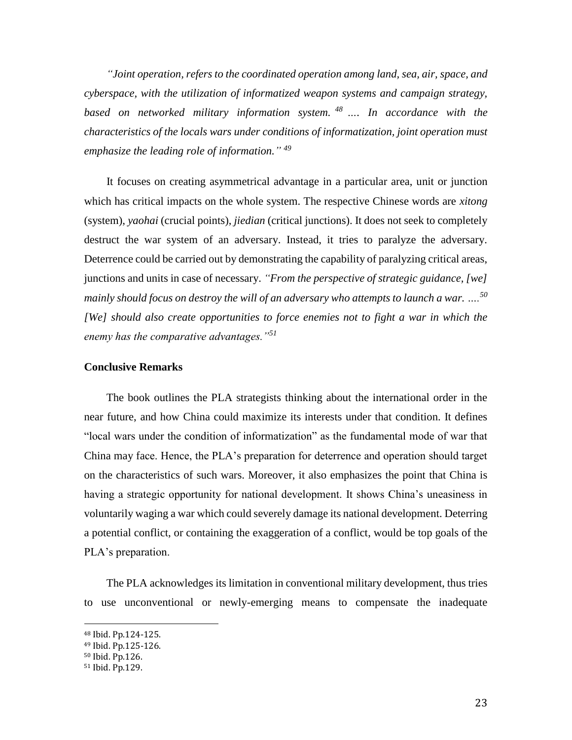*"Joint operation, refers to the coordinated operation among land, sea, air, space, and cyberspace, with the utilization of informatized weapon systems and campaign strategy, based on networked military information system.* [48] *…. In accordance with the characteristics of the locals wars under conditions of informatization, joint operation must emphasize the leading role of information."* [49]

It focuses on creating asymmetrical advantage in a particular area, unit or junction which has critical impacts on the whole system. The respective Chinese words are *xitong* (system), *yaohai* (crucial points), *jiedian* (critical junctions). It does not seek to completely destruct the war system of an adversary. Instead, it tries to paralyze the adversary. Deterrence could be carried out by demonstrating the capability of paralyzing critical areas, junctions and units in case of necessary. *"From the perspective of strategic guidance, [we] mainly should focus on destroy the will of an adversary who attempts to launch a war. ….*[50] *[We] should also create opportunities to force enemies not to fight a war in which the enemy has the comparative advantages."*[51]

**Conclusive Remarks**

The book outlines the PLA strategists thinking about the international order in the near future, and how China could maximize its interests under that condition. It defines "local wars under the condition of informatization" as the fundamental mode of war that China may face. Hence, the PLA's preparation for deterrence and operation should target on the characteristics of such wars. Moreover, it also emphasizes the point that China is having a strategic opportunity for national development. It shows China's uneasiness in voluntarily waging a war which could severely damage its national development. Deterring a potential conflict, or containing the exaggeration of a conflict, would be top goals of the PLA's preparation.

The PLA acknowledges its limitation in conventional military development, thus tries to use unconventional or newly-emerging means to compensate the inadequate

[48] Ibid. Pp.124-125.
[49] Ibid. Pp.125-126.
[50] Ibid. Pp.126.
[51] Ibid. Pp.129.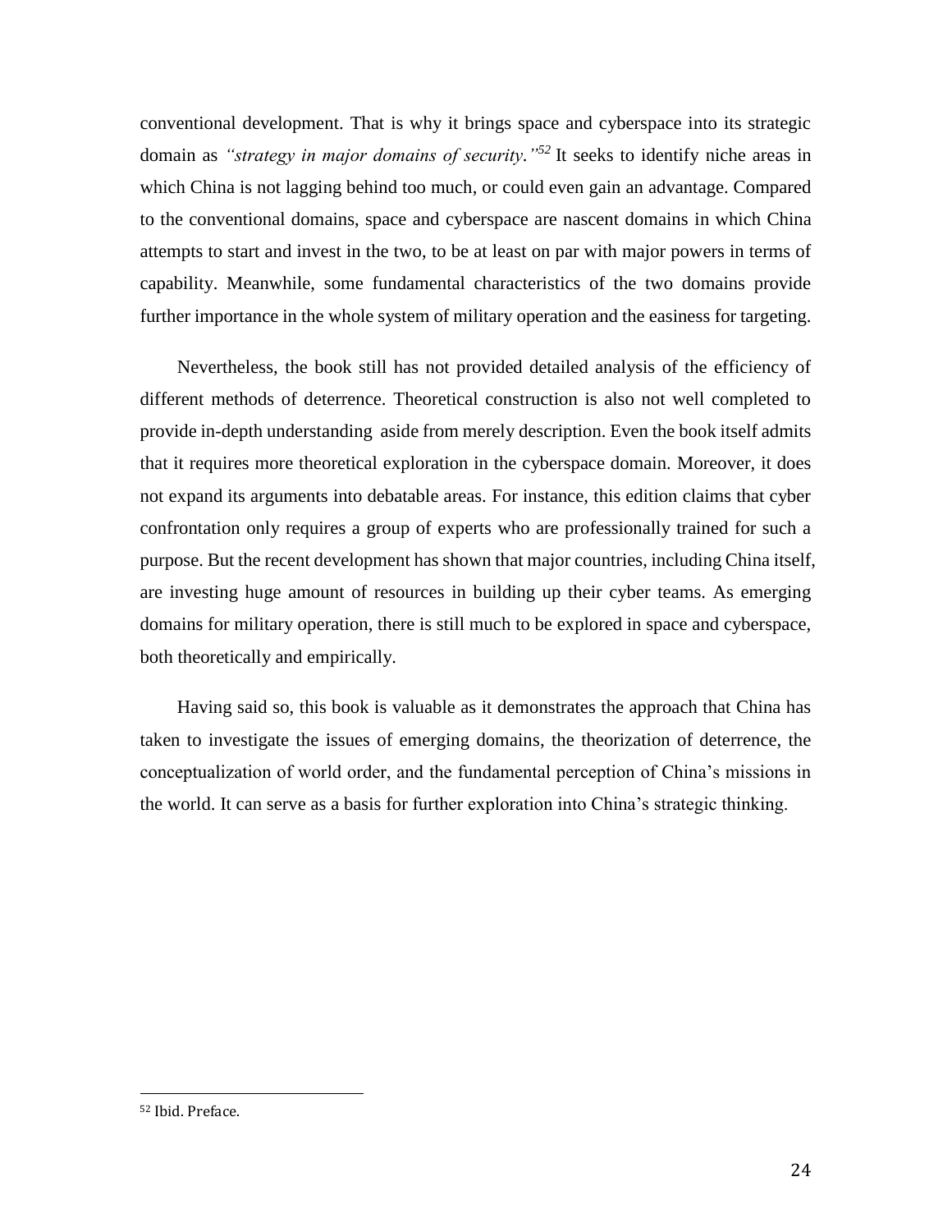conventional development. That is why it brings space and cyberspace into its strategic domain as *"strategy in major domains of security."*[52] It seeks to identify niche areas in which China is not lagging behind too much, or could even gain an advantage. Compared to the conventional domains, space and cyberspace are nascent domains in which China attempts to start and invest in the two, to be at least on par with major powers in terms of capability. Meanwhile, some fundamental characteristics of the two domains provide further importance in the whole system of military operation and the easiness for targeting.

Nevertheless, the book still has not provided detailed analysis of the efficiency of different methods of deterrence. Theoretical construction is also not well completed to provide in-depth understanding aside from merely description. Even the book itself admits that it requires more theoretical exploration in the cyberspace domain. Moreover, it does not expand its arguments into debatable areas. For instance, this edition claims that cyber confrontation only requires a group of experts who are professionally trained for such a purpose. But the recent development has shown that major countries, including China itself, are investing huge amount of resources in building up their cyber teams. As emerging domains for military operation, there is still much to be explored in space and cyberspace, both theoretically and empirically.

Having said so, this book is valuable as it demonstrates the approach that China has taken to investigate the issues of emerging domains, the theorization of deterrence, the conceptualization of world order, and the fundamental perception of China's missions in the world. It can serve as a basis for further exploration into China's strategic thinking.

---

[52] Ibid. Preface.